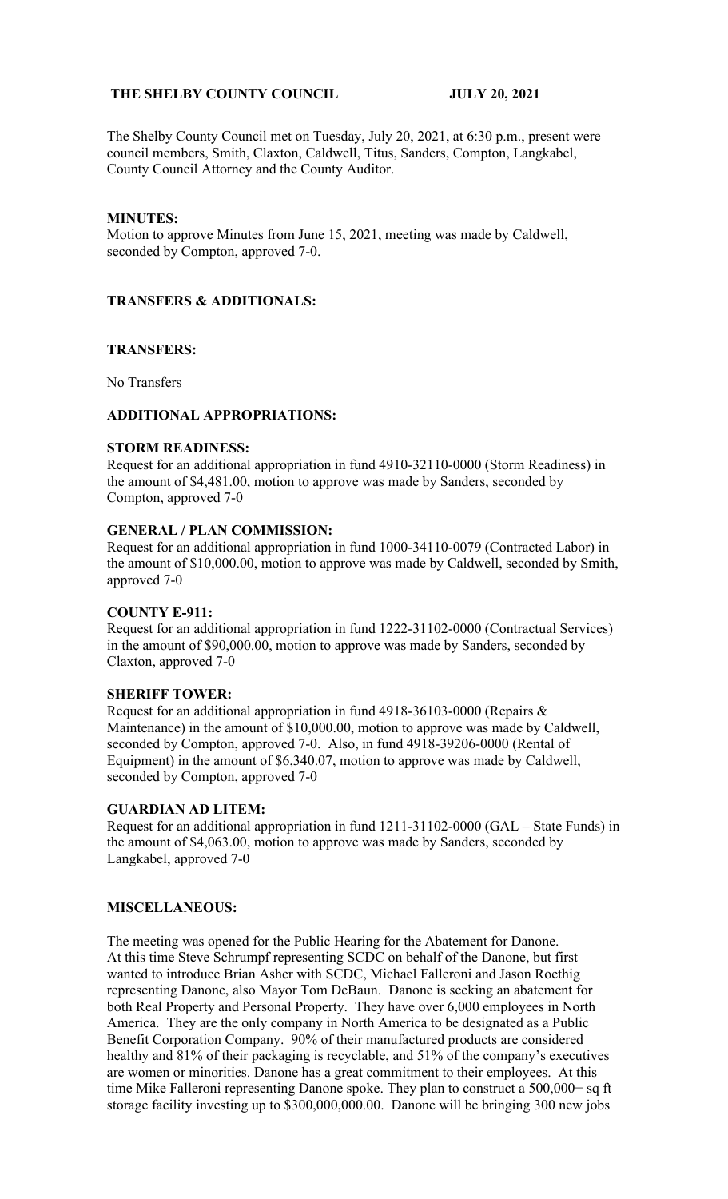**THE SHELBY COUNTY COUNCIL JULY 20, 2021**

The Shelby County Council met on Tuesday, July 20, 2021, at 6:30 p.m., present were council members, Smith, Claxton, Caldwell, Titus, Sanders, Compton, Langkabel, County Council Attorney and the County Auditor.

**MINUTES:**

Motion to approve Minutes from June 15, 2021, meeting was made by Caldwell, seconded by Compton, approved 7-0.

**TRANSFERS & ADDITIONALS:**

**TRANSFERS:**

No Transfers

**ADDITIONAL APPROPRIATIONS:**

**STORM READINESS:**

Request for an additional appropriation in fund 4910-32110-0000 (Storm Readiness) in the amount of $4,481.00, motion to approve was made by Sanders, seconded by Compton, approved 7-0

**GENERAL / PLAN COMMISSION:**

Request for an additional appropriation in fund 1000-34110-0079 (Contracted Labor) in the amount of $10,000.00, motion to approve was made by Caldwell, seconded by Smith, approved 7-0

**COUNTY E-911:**

Request for an additional appropriation in fund 1222-31102-0000 (Contractual Services) in the amount of $90,000.00, motion to approve was made by Sanders, seconded by Claxton, approved 7-0

**SHERIFF TOWER:**

Request for an additional appropriation in fund 4918-36103-0000 (Repairs & Maintenance) in the amount of $10,000.00, motion to approve was made by Caldwell, seconded by Compton, approved 7-0. Also, in fund 4918-39206-0000 (Rental of Equipment) in the amount of $6,340.07, motion to approve was made by Caldwell, seconded by Compton, approved 7-0

**GUARDIAN AD LITEM:**

Request for an additional appropriation in fund 1211-31102-0000 (GAL – State Funds) in the amount of $4,063.00, motion to approve was made by Sanders, seconded by Langkabel, approved 7-0

**MISCELLANEOUS:**

The meeting was opened for the Public Hearing for the Abatement for Danone. At this time Steve Schrumpf representing SCDC on behalf of the Danone, but first wanted to introduce Brian Asher with SCDC, Michael Falleroni and Jason Roethig representing Danone, also Mayor Tom DeBaun. Danone is seeking an abatement for both Real Property and Personal Property. They have over 6,000 employees in North America. They are the only company in North America to be designated as a Public Benefit Corporation Company. 90% of their manufactured products are considered healthy and 81% of their packaging is recyclable, and 51% of the company's executives are women or minorities. Danone has a great commitment to their employees. At this time Mike Falleroni representing Danone spoke. They plan to construct a 500,000+ sq ft storage facility investing up to $300,000,000.00. Danone will be bringing 300 new jobs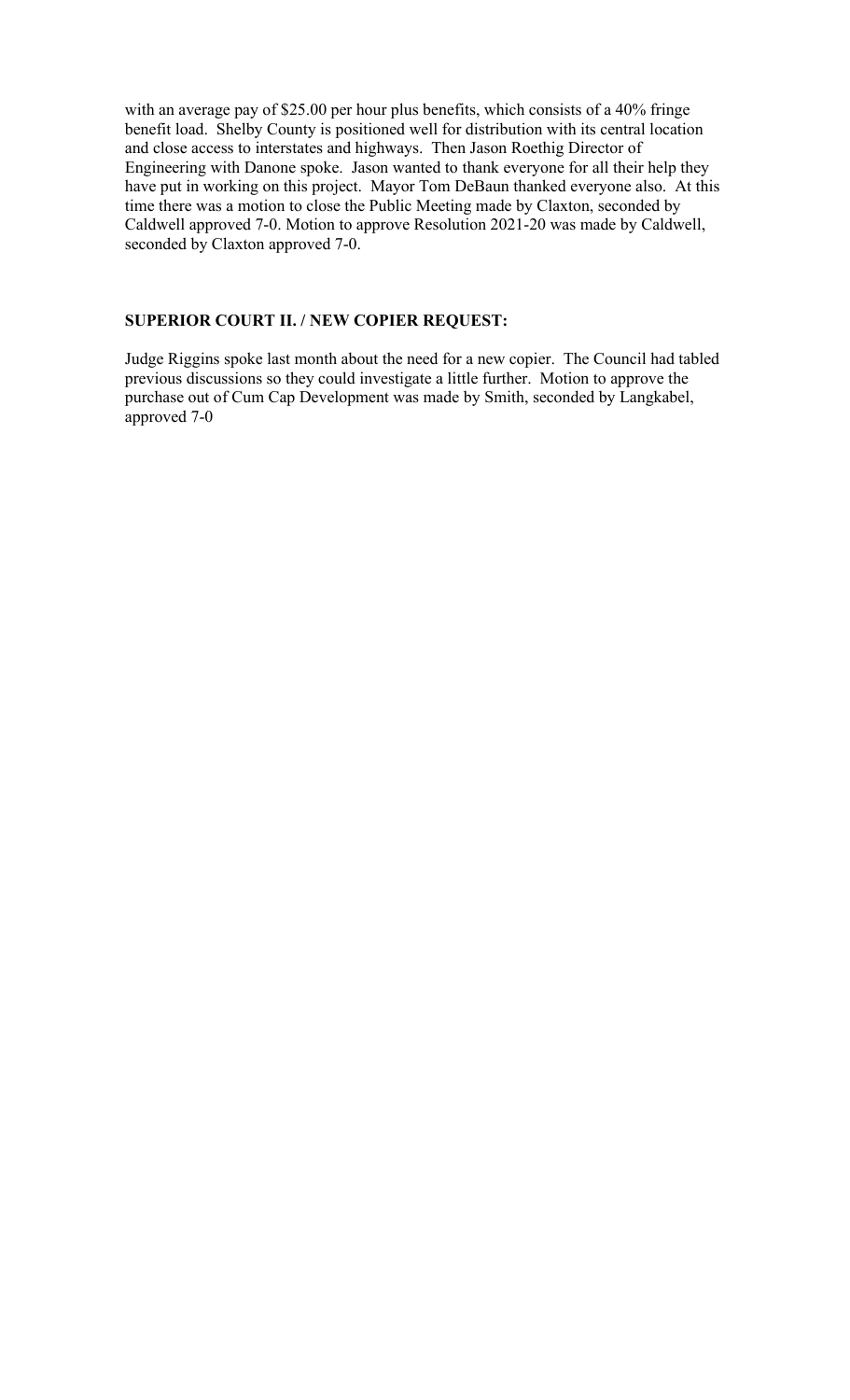with an average pay of $25.00 per hour plus benefits, which consists of a 40% fringe benefit load. Shelby County is positioned well for distribution with its central location and close access to interstates and highways. Then Jason Roethig Director of Engineering with Danone spoke. Jason wanted to thank everyone for all their help they have put in working on this project. Mayor Tom DeBaun thanked everyone also. At this time there was a motion to close the Public Meeting made by Claxton, seconded by Caldwell approved 7-0. Motion to approve Resolution 2021-20 was made by Caldwell, seconded by Claxton approved 7-0.

**SUPERIOR COURT II. / NEW COPIER REQUEST:**

Judge Riggins spoke last month about the need for a new copier. The Council had tabled previous discussions so they could investigate a little further. Motion to approve the purchase out of Cum Cap Development was made by Smith, seconded by Langkabel, approved 7-0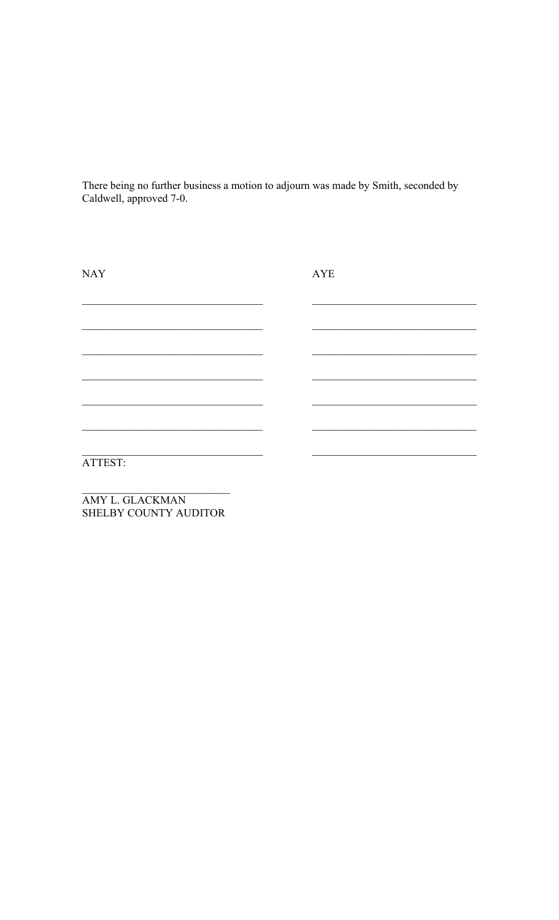There being no further business a motion to adjourn was made by Smith, seconded by Caldwell, approved 7-0.

| NAY | AYE |
| --- | --- |
| ______________________________ | ______________________________ |
| ______________________________ | ______________________________ |
| ______________________________ | ______________________________ |
| ______________________________ | ______________________________ |
| ______________________________ | ______________________________ |
| ______________________________ | ______________________________ |
| ______________________________ | ______________________________ |

ATTEST:

__________________________
AMY L. GLACKMAN
SHELBY COUNTY AUDITOR